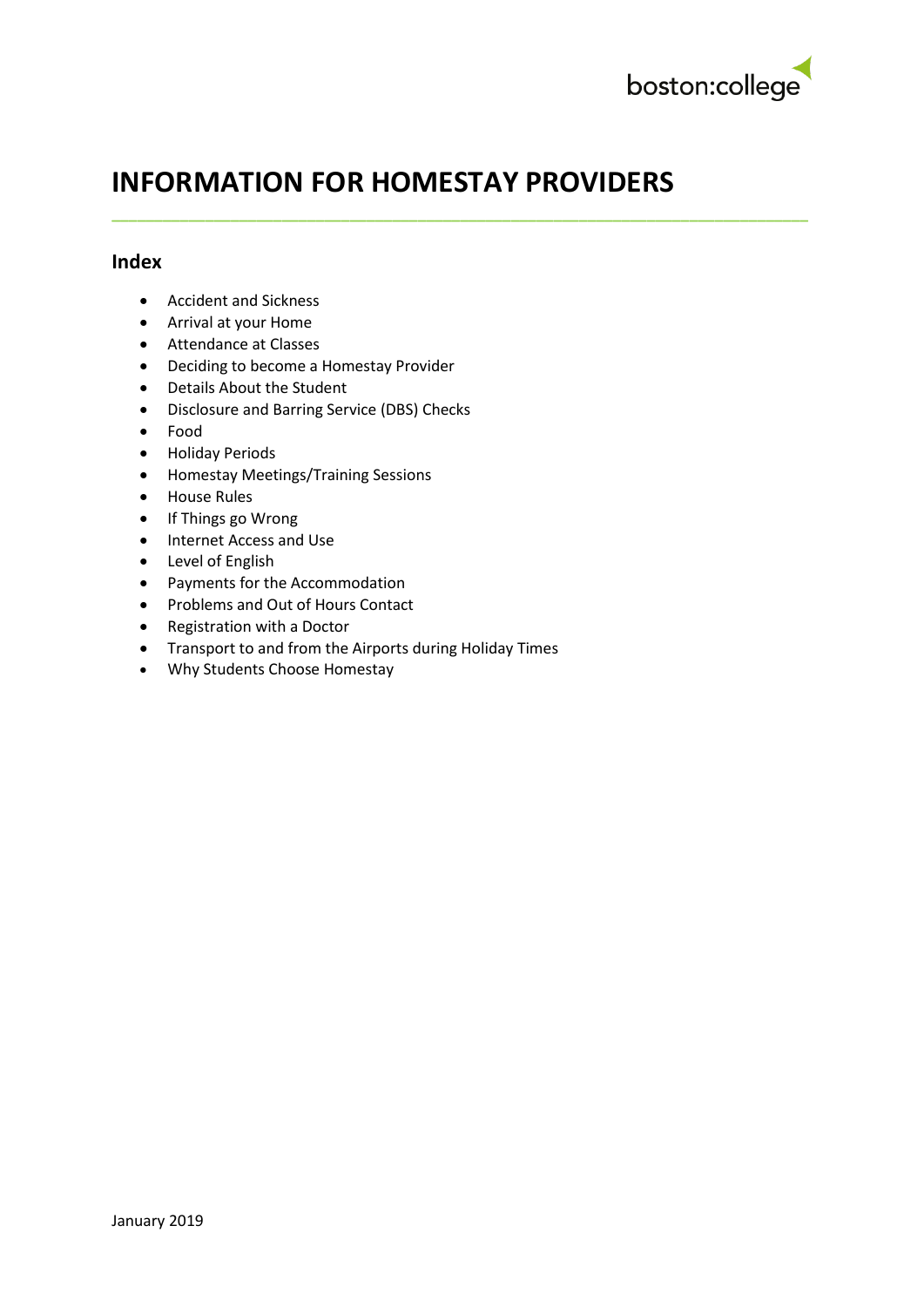# INFORMATION FOR HOMESTAY PROVIDERS

## Index

- Accident and Sickness
- Arrival at your Home
- Attendance at Classes
- Deciding to become a Homestay Provider
- Details About the Student
- Disclosure and Barring Service (DBS) Checks
- Food
- Holiday Periods
- Homestay Meetings/Training Sessions
- House Rules
- If Things go Wrong
- Internet Access and Use
- Level of English
- Payments for the Accommodation
- Problems and Out of Hours Contact
- Registration with a Doctor
- Transport to and from the Airports during Holiday Times
- Why Students Choose Homestay

January 2019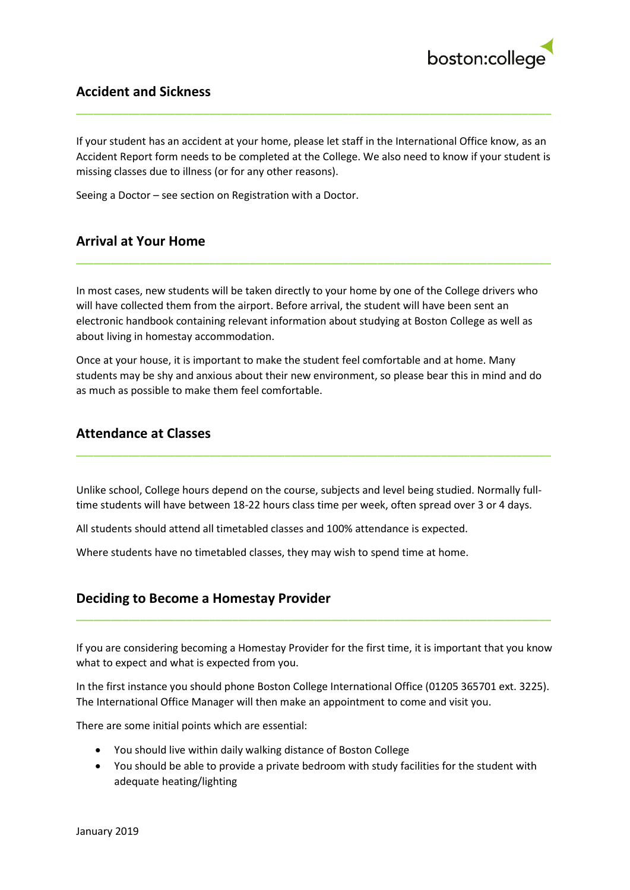## Accident and Sickness

If your student has an accident at your home, please let staff in the International Office know, as an Accident Report form needs to be completed at the College. We also need to know if your student is missing classes due to illness (or for any other reasons).

Seeing a Doctor – see section on Registration with a Doctor.

## Arrival at Your Home

In most cases, new students will be taken directly to your home by one of the College drivers who will have collected them from the airport. Before arrival, the student will have been sent an electronic handbook containing relevant information about studying at Boston College as well as about living in homestay accommodation.

Once at your house, it is important to make the student feel comfortable and at home. Many students may be shy and anxious about their new environment, so please bear this in mind and do as much as possible to make them feel comfortable.

## Attendance at Classes

Unlike school, College hours depend on the course, subjects and level being studied. Normally full-time students will have between 18-22 hours class time per week, often spread over 3 or 4 days.

All students should attend all timetabled classes and 100% attendance is expected.

Where students have no timetabled classes, they may wish to spend time at home.

## Deciding to Become a Homestay Provider

If you are considering becoming a Homestay Provider for the first time, it is important that you know what to expect and what is expected from you.

In the first instance you should phone Boston College International Office (01205 365701 ext. 3225). The International Office Manager will then make an appointment to come and visit you.

There are some initial points which are essential:

- You should live within daily walking distance of Boston College
- You should be able to provide a private bedroom with study facilities for the student with adequate heating/lighting

January 2019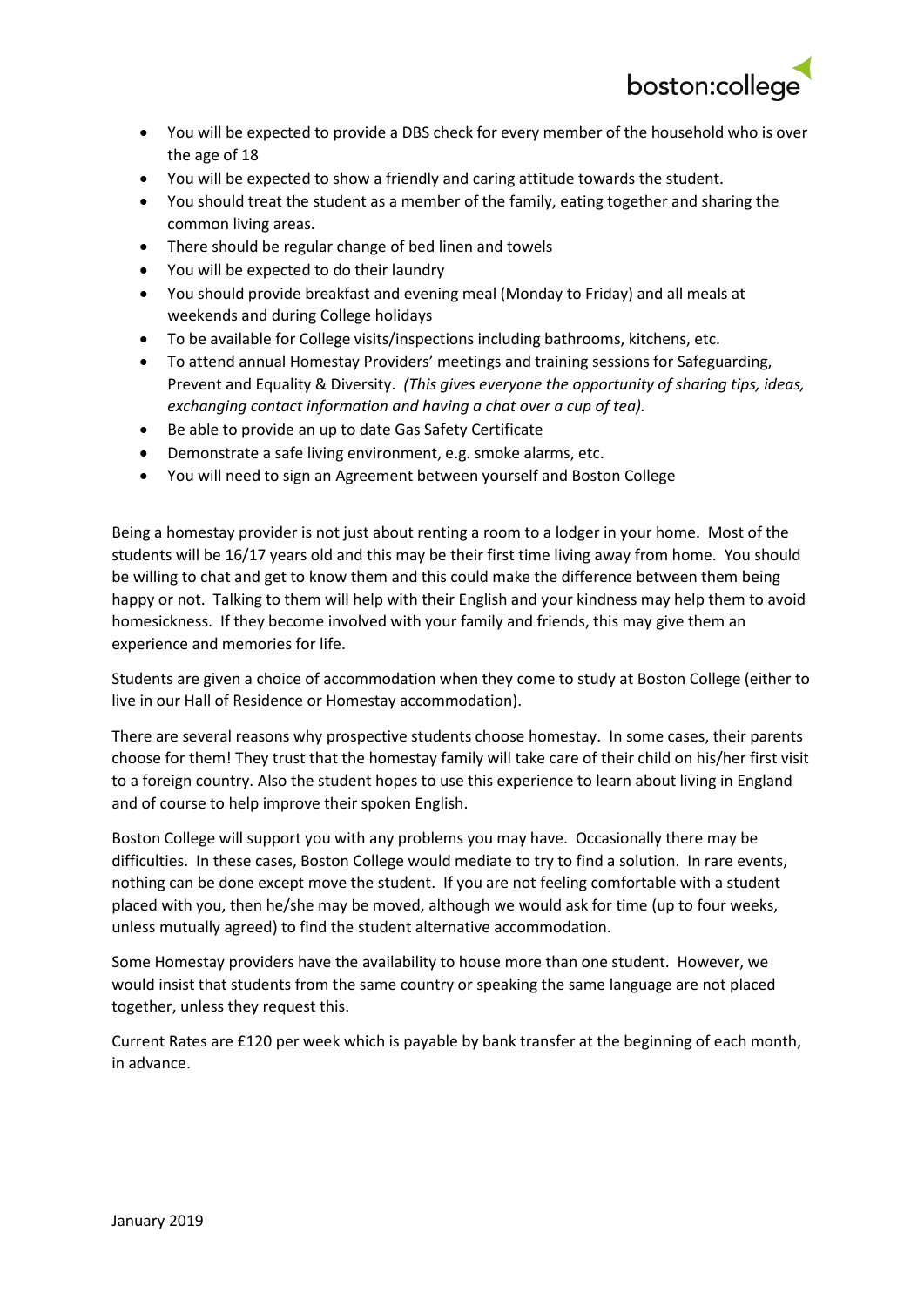- You will be expected to provide a DBS check for every member of the household who is over the age of 18
- You will be expected to show a friendly and caring attitude towards the student.
- You should treat the student as a member of the family, eating together and sharing the common living areas.
- There should be regular change of bed linen and towels
- You will be expected to do their laundry
- You should provide breakfast and evening meal (Monday to Friday) and all meals at weekends and during College holidays
- To be available for College visits/inspections including bathrooms, kitchens, etc.
- To attend annual Homestay Providers' meetings and training sessions for Safeguarding, Prevent and Equality & Diversity. *(This gives everyone the opportunity of sharing tips, ideas, exchanging contact information and having a chat over a cup of tea).*
- Be able to provide an up to date Gas Safety Certificate
- Demonstrate a safe living environment, e.g. smoke alarms, etc.
- You will need to sign an Agreement between yourself and Boston College

Being a homestay provider is not just about renting a room to a lodger in your home. Most of the students will be 16/17 years old and this may be their first time living away from home. You should be willing to chat and get to know them and this could make the difference between them being happy or not. Talking to them will help with their English and your kindness may help them to avoid homesickness. If they become involved with your family and friends, this may give them an experience and memories for life.

Students are given a choice of accommodation when they come to study at Boston College (either to live in our Hall of Residence or Homestay accommodation).

There are several reasons why prospective students choose homestay. In some cases, their parents choose for them! They trust that the homestay family will take care of their child on his/her first visit to a foreign country. Also the student hopes to use this experience to learn about living in England and of course to help improve their spoken English.

Boston College will support you with any problems you may have. Occasionally there may be difficulties. In these cases, Boston College would mediate to try to find a solution. In rare events, nothing can be done except move the student. If you are not feeling comfortable with a student placed with you, then he/she may be moved, although we would ask for time (up to four weeks, unless mutually agreed) to find the student alternative accommodation.

Some Homestay providers have the availability to house more than one student. However, we would insist that students from the same country or speaking the same language are not placed together, unless they request this.

Current Rates are £120 per week which is payable by bank transfer at the beginning of each month, in advance.

January 2019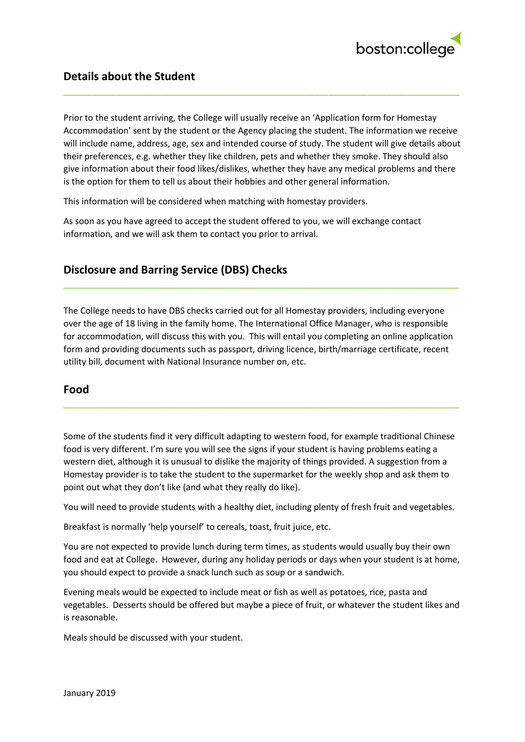## Details about the Student

Prior to the student arriving, the College will usually receive an 'Application form for Homestay Accommodation' sent by the student or the Agency placing the student. The information we receive will include name, address, age, sex and intended course of study. The student will give details about their preferences, e.g. whether they like children, pets and whether they smoke. They should also give information about their food likes/dislikes, whether they have any medical problems and there is the option for them to tell us about their hobbies and other general information.

This information will be considered when matching with homestay providers.

As soon as you have agreed to accept the student offered to you, we will exchange contact information, and we will ask them to contact you prior to arrival.

## Disclosure and Barring Service (DBS) Checks

The College needs to have DBS checks carried out for all Homestay providers, including everyone over the age of 18 living in the family home. The International Office Manager, who is responsible for accommodation, will discuss this with you. This will entail you completing an online application form and providing documents such as passport, driving licence, birth/marriage certificate, recent utility bill, document with National Insurance number on, etc.

## Food

Some of the students find it very difficult adapting to western food, for example traditional Chinese food is very different. I'm sure you will see the signs if your student is having problems eating a western diet, although it is unusual to dislike the majority of things provided. A suggestion from a Homestay provider is to take the student to the supermarket for the weekly shop and ask them to point out what they don't like (and what they really do like).

You will need to provide students with a healthy diet, including plenty of fresh fruit and vegetables.

Breakfast is normally 'help yourself' to cereals, toast, fruit juice, etc.

You are not expected to provide lunch during term times, as students would usually buy their own food and eat at College. However, during any holiday periods or days when your student is at home, you should expect to provide a snack lunch such as soup or a sandwich.

Evening meals would be expected to include meat or fish as well as potatoes, rice, pasta and vegetables. Desserts should be offered but maybe a piece of fruit, or whatever the student likes and is reasonable.

Meals should be discussed with your student.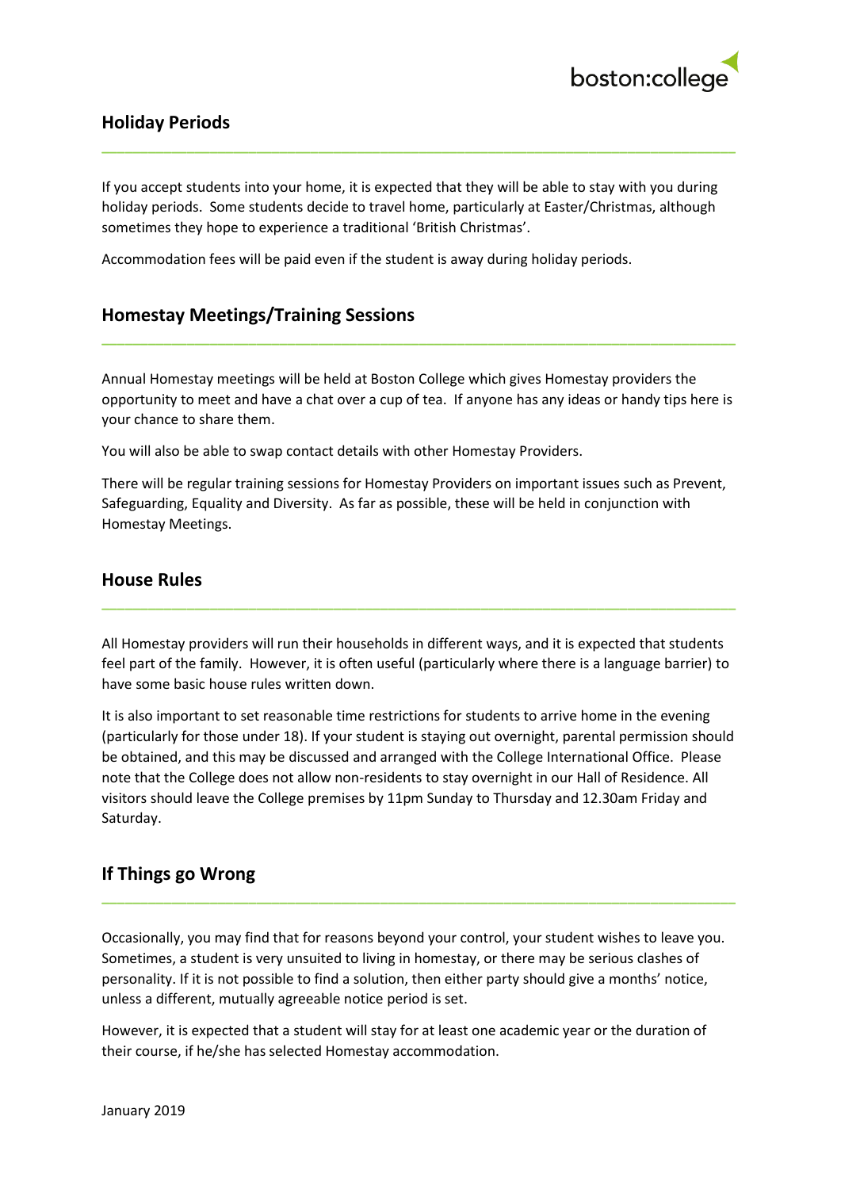## Holiday Periods

If you accept students into your home, it is expected that they will be able to stay with you during holiday periods. Some students decide to travel home, particularly at Easter/Christmas, although sometimes they hope to experience a traditional 'British Christmas'.

Accommodation fees will be paid even if the student is away during holiday periods.

## Homestay Meetings/Training Sessions

Annual Homestay meetings will be held at Boston College which gives Homestay providers the opportunity to meet and have a chat over a cup of tea. If anyone has any ideas or handy tips here is your chance to share them.

You will also be able to swap contact details with other Homestay Providers.

There will be regular training sessions for Homestay Providers on important issues such as Prevent, Safeguarding, Equality and Diversity. As far as possible, these will be held in conjunction with Homestay Meetings.

## House Rules

All Homestay providers will run their households in different ways, and it is expected that students feel part of the family. However, it is often useful (particularly where there is a language barrier) to have some basic house rules written down.

It is also important to set reasonable time restrictions for students to arrive home in the evening (particularly for those under 18). If your student is staying out overnight, parental permission should be obtained, and this may be discussed and arranged with the College International Office. Please note that the College does not allow non-residents to stay overnight in our Hall of Residence. All visitors should leave the College premises by 11pm Sunday to Thursday and 12.30am Friday and Saturday.

## If Things go Wrong

Occasionally, you may find that for reasons beyond your control, your student wishes to leave you. Sometimes, a student is very unsuited to living in homestay, or there may be serious clashes of personality. If it is not possible to find a solution, then either party should give a months' notice, unless a different, mutually agreeable notice period is set.

However, it is expected that a student will stay for at least one academic year or the duration of their course, if he/she has selected Homestay accommodation.

January 2019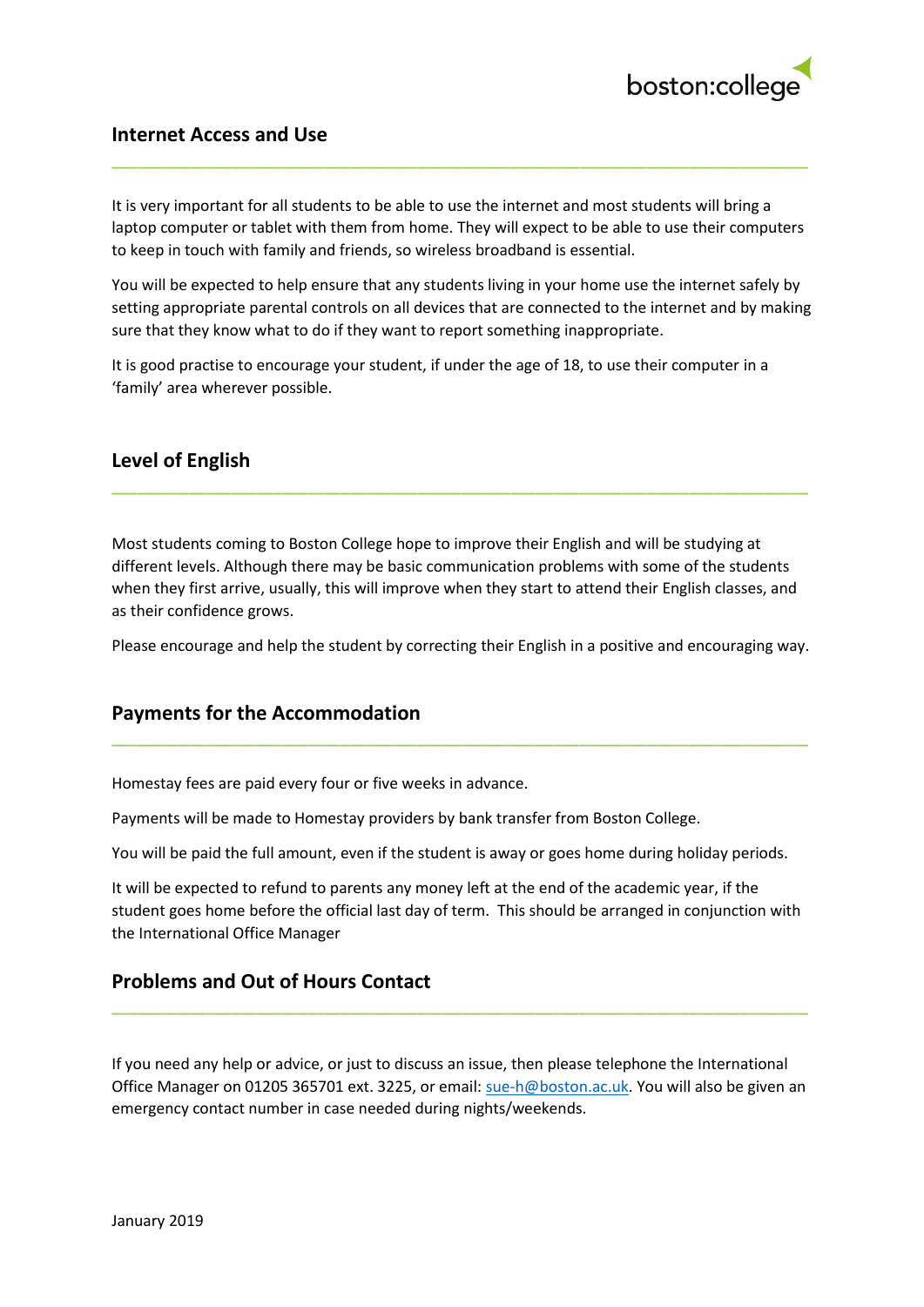## Internet Access and Use

It is very important for all students to be able to use the internet and most students will bring a laptop computer or tablet with them from home. They will expect to be able to use their computers to keep in touch with family and friends, so wireless broadband is essential.

You will be expected to help ensure that any students living in your home use the internet safely by setting appropriate parental controls on all devices that are connected to the internet and by making sure that they know what to do if they want to report something inappropriate.

It is good practise to encourage your student, if under the age of 18, to use their computer in a 'family' area wherever possible.

## Level of English

Most students coming to Boston College hope to improve their English and will be studying at different levels. Although there may be basic communication problems with some of the students when they first arrive, usually, this will improve when they start to attend their English classes, and as their confidence grows.

Please encourage and help the student by correcting their English in a positive and encouraging way.

## Payments for the Accommodation

Homestay fees are paid every four or five weeks in advance.

Payments will be made to Homestay providers by bank transfer from Boston College.

You will be paid the full amount, even if the student is away or goes home during holiday periods.

It will be expected to refund to parents any money left at the end of the academic year, if the student goes home before the official last day of term. This should be arranged in conjunction with the International Office Manager

## Problems and Out of Hours Contact

If you need any help or advice, or just to discuss an issue, then please telephone the International Office Manager on 01205 365701 ext. 3225, or email: sue-h@boston.ac.uk. You will also be given an emergency contact number in case needed during nights/weekends.

January 2019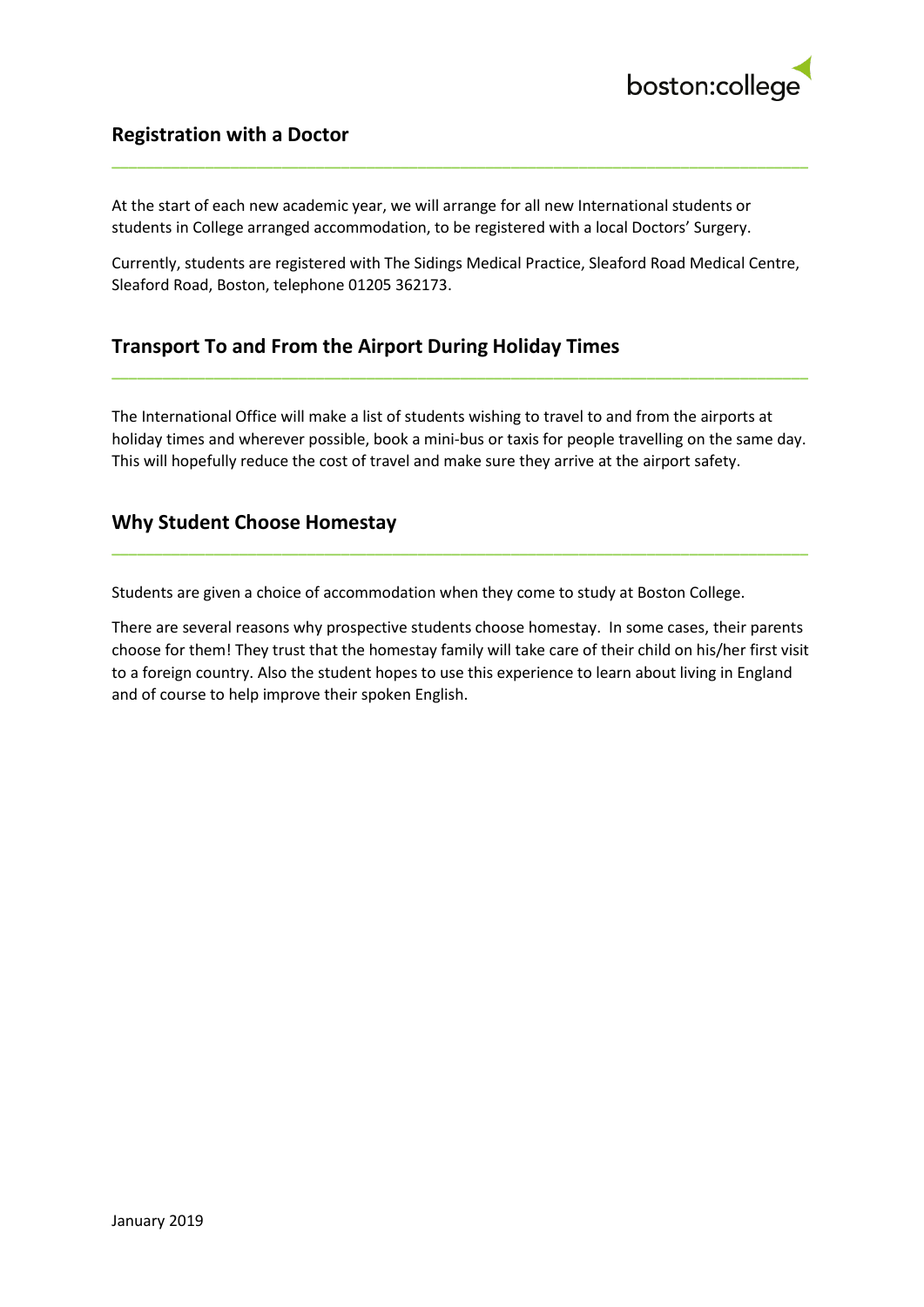## Registration with a Doctor

At the start of each new academic year, we will arrange for all new International students or students in College arranged accommodation, to be registered with a local Doctors' Surgery.

Currently, students are registered with The Sidings Medical Practice, Sleaford Road Medical Centre, Sleaford Road, Boston, telephone 01205 362173.

## Transport To and From the Airport During Holiday Times

The International Office will make a list of students wishing to travel to and from the airports at holiday times and wherever possible, book a mini-bus or taxis for people travelling on the same day. This will hopefully reduce the cost of travel and make sure they arrive at the airport safety.

## Why Student Choose Homestay

Students are given a choice of accommodation when they come to study at Boston College.

There are several reasons why prospective students choose homestay. In some cases, their parents choose for them! They trust that the homestay family will take care of their child on his/her first visit to a foreign country. Also the student hopes to use this experience to learn about living in England and of course to help improve their spoken English.

January 2019